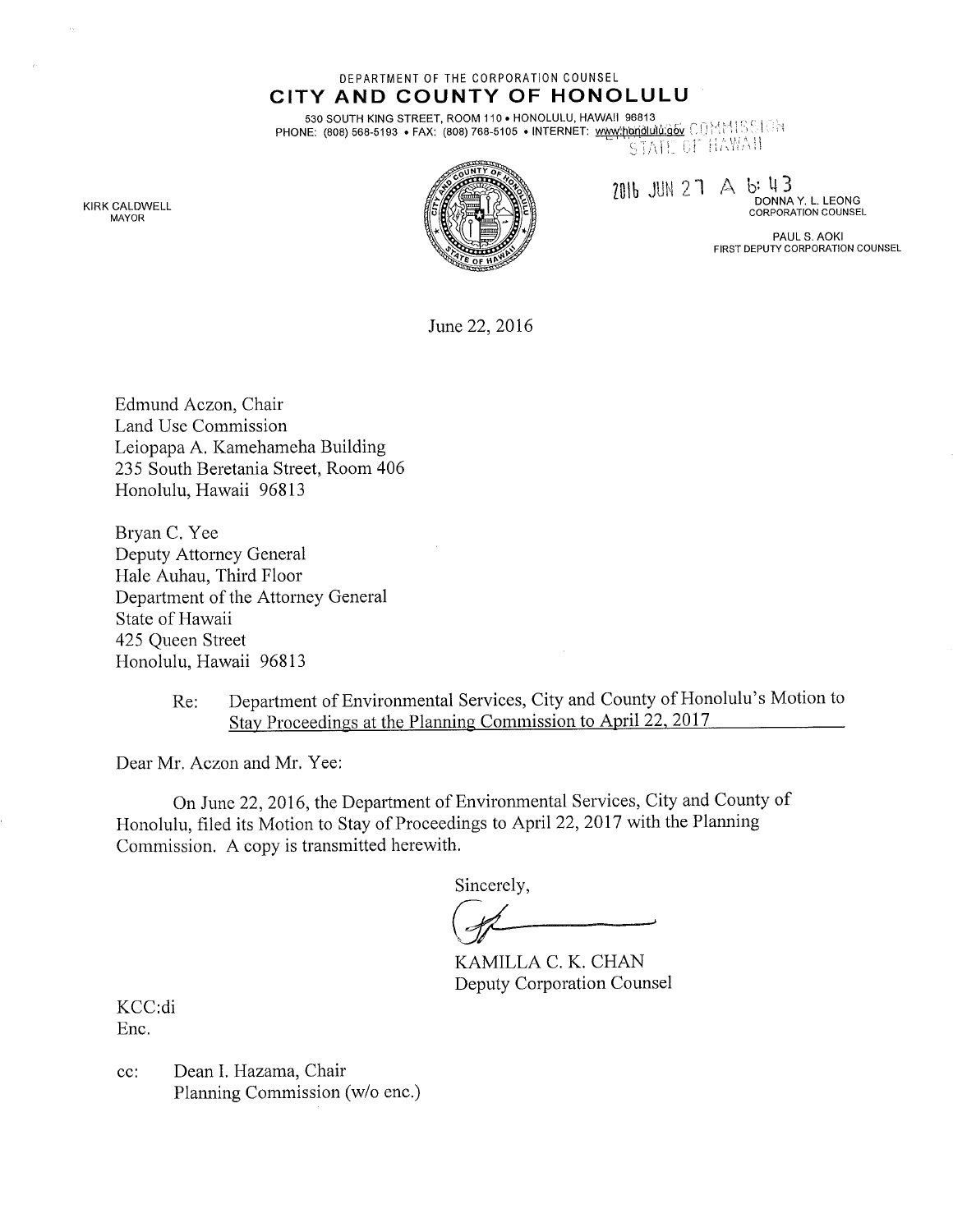DEPARTMENT OF THE CORPORATION COUNSEL

**CITY AND COUNTY OF HONOLULU**

530 SOUTH KING STREET, ROOM 110 • HONOLULU, HAWAII 96813
PHONE: (808) 568-5193 • FAX: (808) 768-5105 • INTERNET: www.honolulu.gov

LAND USE COMMISSION
STATE OF HAWAII

2016 JUN 27 A 6:43

KIRK CALDWELL
MAYOR

DONNA Y. L. LEONG
CORPORATION COUNSEL

PAUL S. AOKI
FIRST DEPUTY CORPORATION COUNSEL

June 22, 2016

Edmund Aczon, Chair
Land Use Commission
Leiopapa A. Kamehameha Building
235 South Beretania Street, Room 406
Honolulu, Hawaii 96813

Bryan C. Yee
Deputy Attorney General
Hale Auhau, Third Floor
Department of the Attorney General
State of Hawaii
425 Queen Street
Honolulu, Hawaii 96813

Re: Department of Environmental Services, City and County of Honolulu's Motion to Stay Proceedings at the Planning Commission to April 22, 2017

Dear Mr. Aczon and Mr. Yee:

On June 22, 2016, the Department of Environmental Services, City and County of Honolulu, filed its Motion to Stay of Proceedings to April 22, 2017 with the Planning Commission. A copy is transmitted herewith.

Sincerely,

KAMILLA C. K. CHAN
Deputy Corporation Counsel

KCC:di
Enc.

cc: Dean I. Hazama, Chair
Planning Commission (w/o enc.)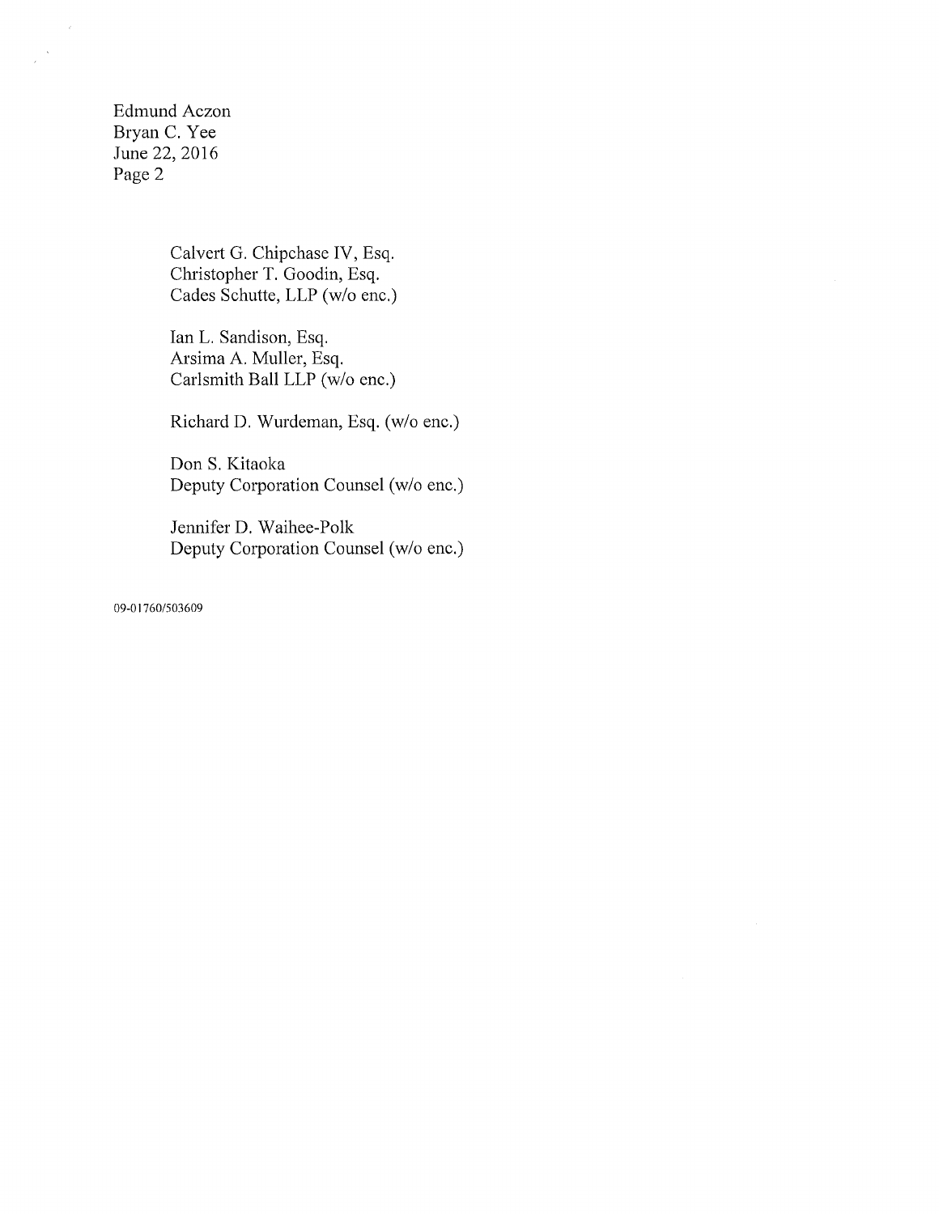Edmund Aczon
Bryan C. Yee
June 22, 2016
Page 2

Calvert G. Chipchase IV, Esq.
Christopher T. Goodin, Esq.
Cades Schutte, LLP (w/o enc.)

Ian L. Sandison, Esq.
Arsima A. Muller, Esq.
Carlsmith Ball LLP (w/o enc.)

Richard D. Wurdeman, Esq. (w/o enc.)

Don S. Kitaoka
Deputy Corporation Counsel (w/o enc.)

Jennifer D. Waihee-Polk
Deputy Corporation Counsel (w/o enc.)

09-01760/503609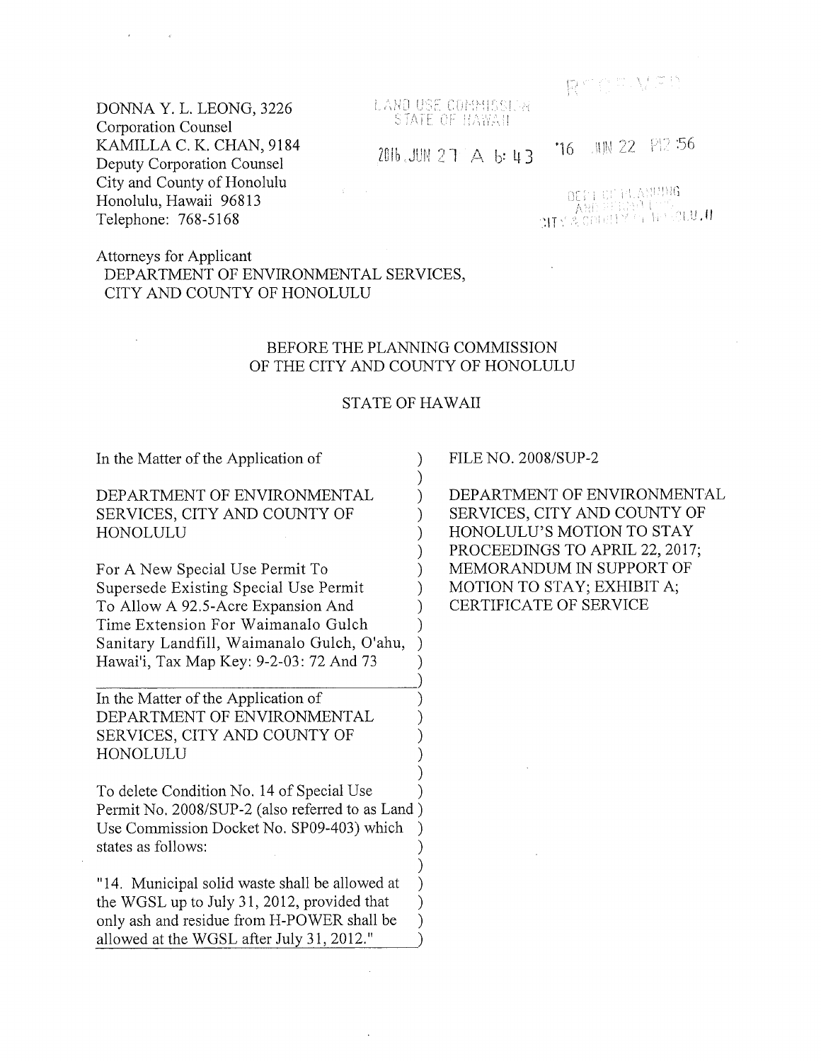DONNA Y. L. LEONG, 3226
Corporation Counsel
KAMILLA C. K. CHAN, 9184
Deputy Corporation Counsel
City and County of Honolulu
Honolulu, Hawaii 96813
Telephone: 768-5168

LAND USE COMMISSION
STATE OF HAWAII

2016 JUN 27 A 6: 43

RECEIVED

'16 JUN 22 P2:56

DEPT OF PLANNING AND PERMITTING
CITY & COUNTY OF HONOLULU

Attorneys for Applicant
DEPARTMENT OF ENVIRONMENTAL SERVICES,
CITY AND COUNTY OF HONOLULU

BEFORE THE PLANNING COMMISSION
OF THE CITY AND COUNTY OF HONOLULU

STATE OF HAWAII

In the Matter of the Application of

DEPARTMENT OF ENVIRONMENTAL SERVICES, CITY AND COUNTY OF HONOLULU

For A New Special Use Permit To Supersede Existing Special Use Permit To Allow A 92.5-Acre Expansion And Time Extension For Waimanalo Gulch Sanitary Landfill, Waimanalo Gulch, O'ahu, Hawai'i, Tax Map Key: 9-2-03: 72 And 73

In the Matter of the Application of DEPARTMENT OF ENVIRONMENTAL SERVICES, CITY AND COUNTY OF HONOLULU

To delete Condition No. 14 of Special Use Permit No. 2008/SUP-2 (also referred to as Land Use Commission Docket No. SP09-403) which states as follows:

"14. Municipal solid waste shall be allowed at the WGSL up to July 31, 2012, provided that only ash and residue from H-POWER shall be allowed at the WGSL after July 31, 2012."

FILE NO. 2008/SUP-2

DEPARTMENT OF ENVIRONMENTAL SERVICES, CITY AND COUNTY OF HONOLULU'S MOTION TO STAY PROCEEDINGS TO APRIL 22, 2017; MEMORANDUM IN SUPPORT OF MOTION TO STAY; EXHIBIT A; CERTIFICATE OF SERVICE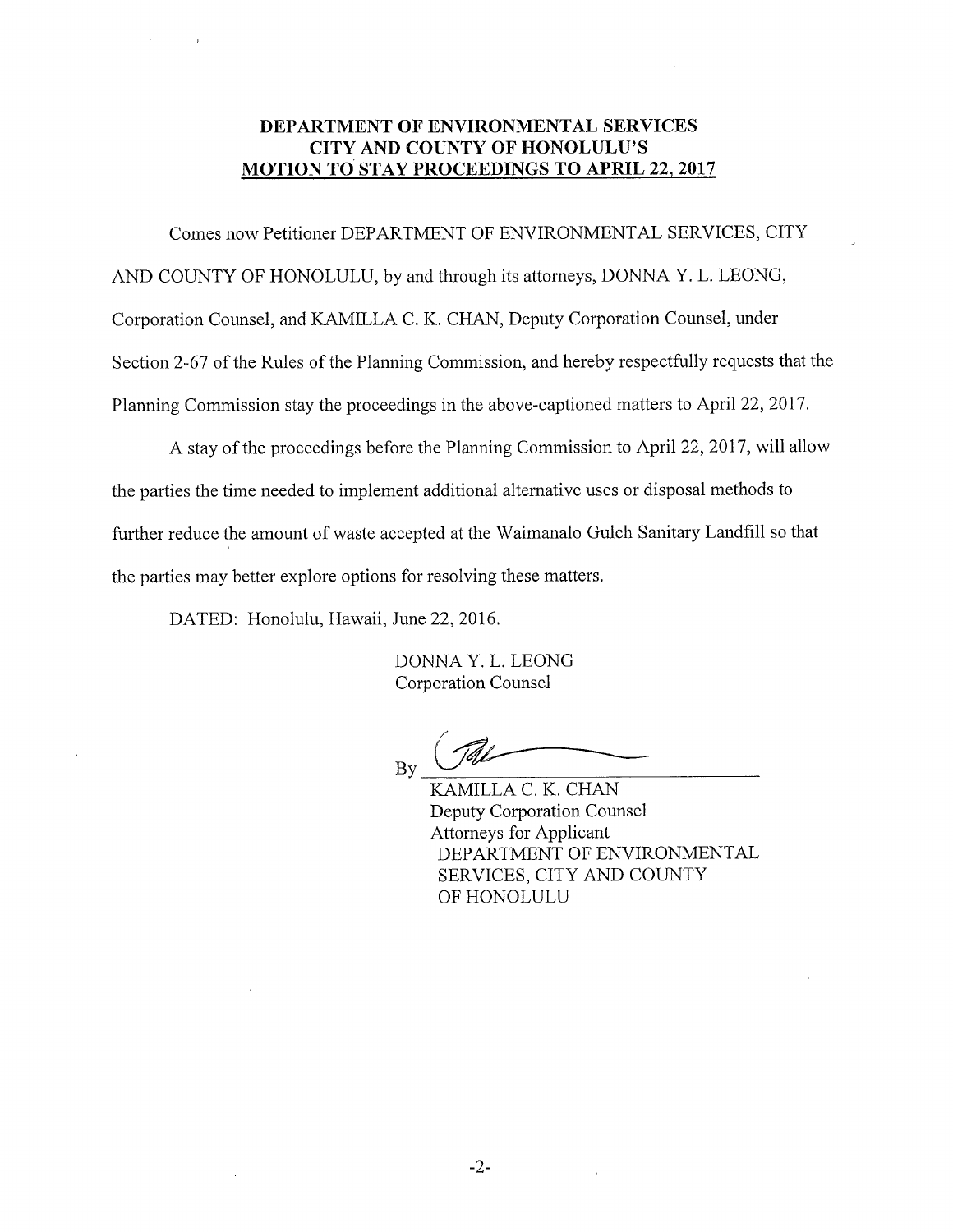**DEPARTMENT OF ENVIRONMENTAL SERVICES**
**CITY AND COUNTY OF HONOLULU'S**
**MOTION TO STAY PROCEEDINGS TO APRIL 22, 2017**

Comes now Petitioner DEPARTMENT OF ENVIRONMENTAL SERVICES, CITY AND COUNTY OF HONOLULU, by and through its attorneys, DONNA Y. L. LEONG, Corporation Counsel, and KAMILLA C. K. CHAN, Deputy Corporation Counsel, under Section 2-67 of the Rules of the Planning Commission, and hereby respectfully requests that the Planning Commission stay the proceedings in the above-captioned matters to April 22, 2017.

A stay of the proceedings before the Planning Commission to April 22, 2017, will allow the parties the time needed to implement additional alternative uses or disposal methods to further reduce the amount of waste accepted at the Waimanalo Gulch Sanitary Landfill so that the parties may better explore options for resolving these matters.

DATED: Honolulu, Hawaii, June 22, 2016.

DONNA Y. L. LEONG
Corporation Counsel

By ____________________

KAMILLA C. K. CHAN
Deputy Corporation Counsel
Attorneys for Applicant
DEPARTMENT OF ENVIRONMENTAL SERVICES, CITY AND COUNTY OF HONOLULU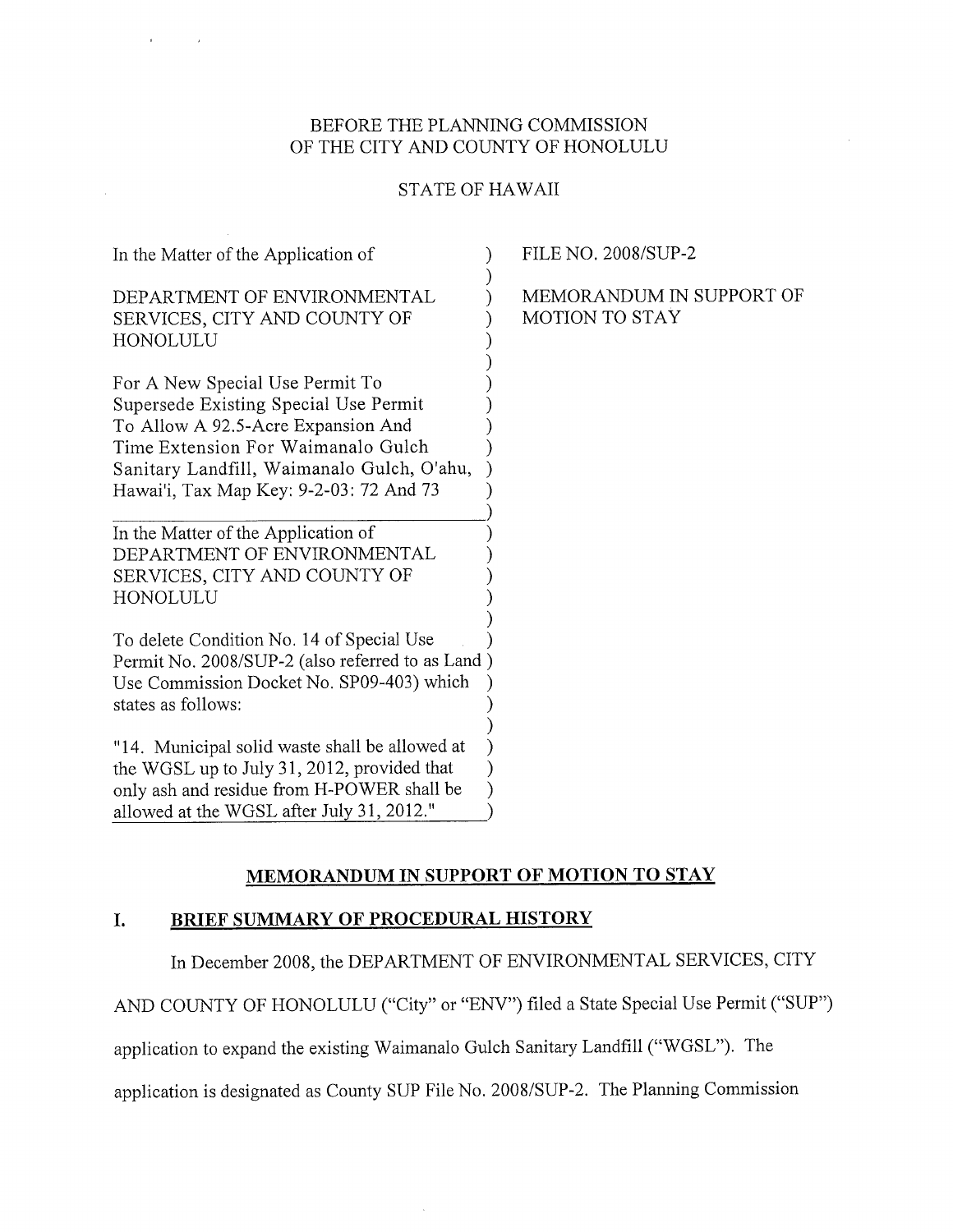BEFORE THE PLANNING COMMISSION
OF THE CITY AND COUNTY OF HONOLULU

STATE OF HAWAII

| | |
|---|---|
| In the Matter of the Application of<br><br>DEPARTMENT OF ENVIRONMENTAL SERVICES, CITY AND COUNTY OF HONOLULU<br><br>For A New Special Use Permit To Supersede Existing Special Use Permit To Allow A 92.5-Acre Expansion And Time Extension For Waimanalo Gulch Sanitary Landfill, Waimanalo Gulch, O'ahu, Hawai'i, Tax Map Key: 9-2-03: 72 And 73 | FILE NO. 2008/SUP-2<br><br>MEMORANDUM IN SUPPORT OF MOTION TO STAY |
| In the Matter of the Application of DEPARTMENT OF ENVIRONMENTAL SERVICES, CITY AND COUNTY OF HONOLULU<br><br>To delete Condition No. 14 of Special Use Permit No. 2008/SUP-2 (also referred to as Land Use Commission Docket No. SP09-403) which states as follows:<br><br>"14. Municipal solid waste shall be allowed at the WGSL up to July 31, 2012, provided that only ash and residue from H-POWER shall be allowed at the WGSL after July 31, 2012." | |

## MEMORANDUM IN SUPPORT OF MOTION TO STAY

### I. BRIEF SUMMARY OF PROCEDURAL HISTORY

In December 2008, the DEPARTMENT OF ENVIRONMENTAL SERVICES, CITY AND COUNTY OF HONOLULU ("City" or "ENV") filed a State Special Use Permit ("SUP") application to expand the existing Waimanalo Gulch Sanitary Landfill ("WGSL"). The application is designated as County SUP File No. 2008/SUP-2. The Planning Commission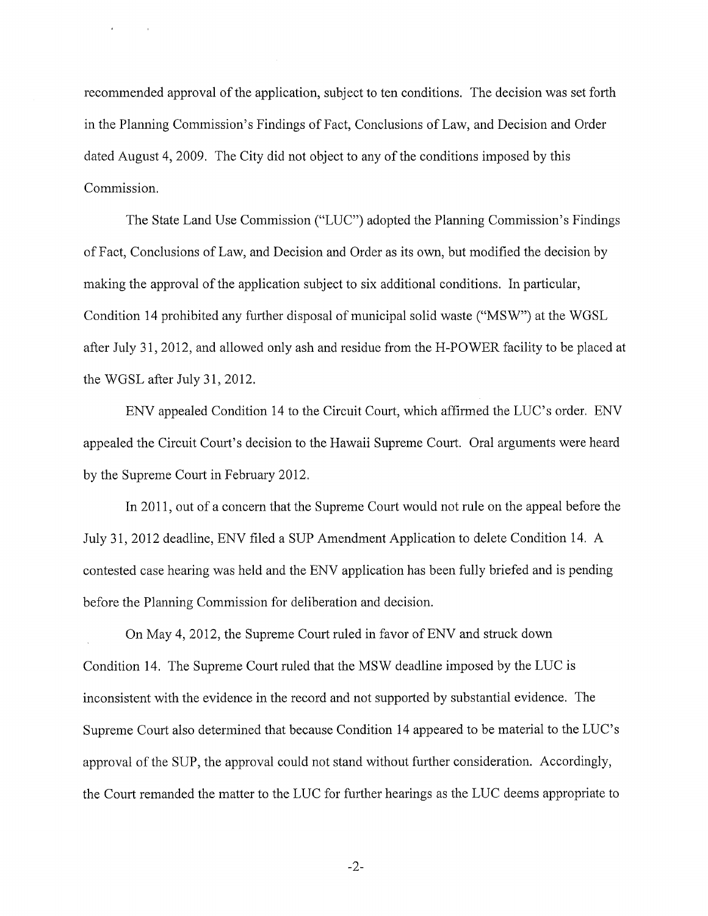recommended approval of the application, subject to ten conditions. The decision was set forth in the Planning Commission's Findings of Fact, Conclusions of Law, and Decision and Order dated August 4, 2009. The City did not object to any of the conditions imposed by this Commission.

The State Land Use Commission ("LUC") adopted the Planning Commission's Findings of Fact, Conclusions of Law, and Decision and Order as its own, but modified the decision by making the approval of the application subject to six additional conditions. In particular, Condition 14 prohibited any further disposal of municipal solid waste ("MSW") at the WGSL after July 31, 2012, and allowed only ash and residue from the H-POWER facility to be placed at the WGSL after July 31, 2012.

ENV appealed Condition 14 to the Circuit Court, which affirmed the LUC's order. ENV appealed the Circuit Court's decision to the Hawaii Supreme Court. Oral arguments were heard by the Supreme Court in February 2012.

In 2011, out of a concern that the Supreme Court would not rule on the appeal before the July 31, 2012 deadline, ENV filed a SUP Amendment Application to delete Condition 14. A contested case hearing was held and the ENV application has been fully briefed and is pending before the Planning Commission for deliberation and decision.

On May 4, 2012, the Supreme Court ruled in favor of ENV and struck down Condition 14. The Supreme Court ruled that the MSW deadline imposed by the LUC is inconsistent with the evidence in the record and not supported by substantial evidence. The Supreme Court also determined that because Condition 14 appeared to be material to the LUC's approval of the SUP, the approval could not stand without further consideration. Accordingly, the Court remanded the matter to the LUC for further hearings as the LUC deems appropriate to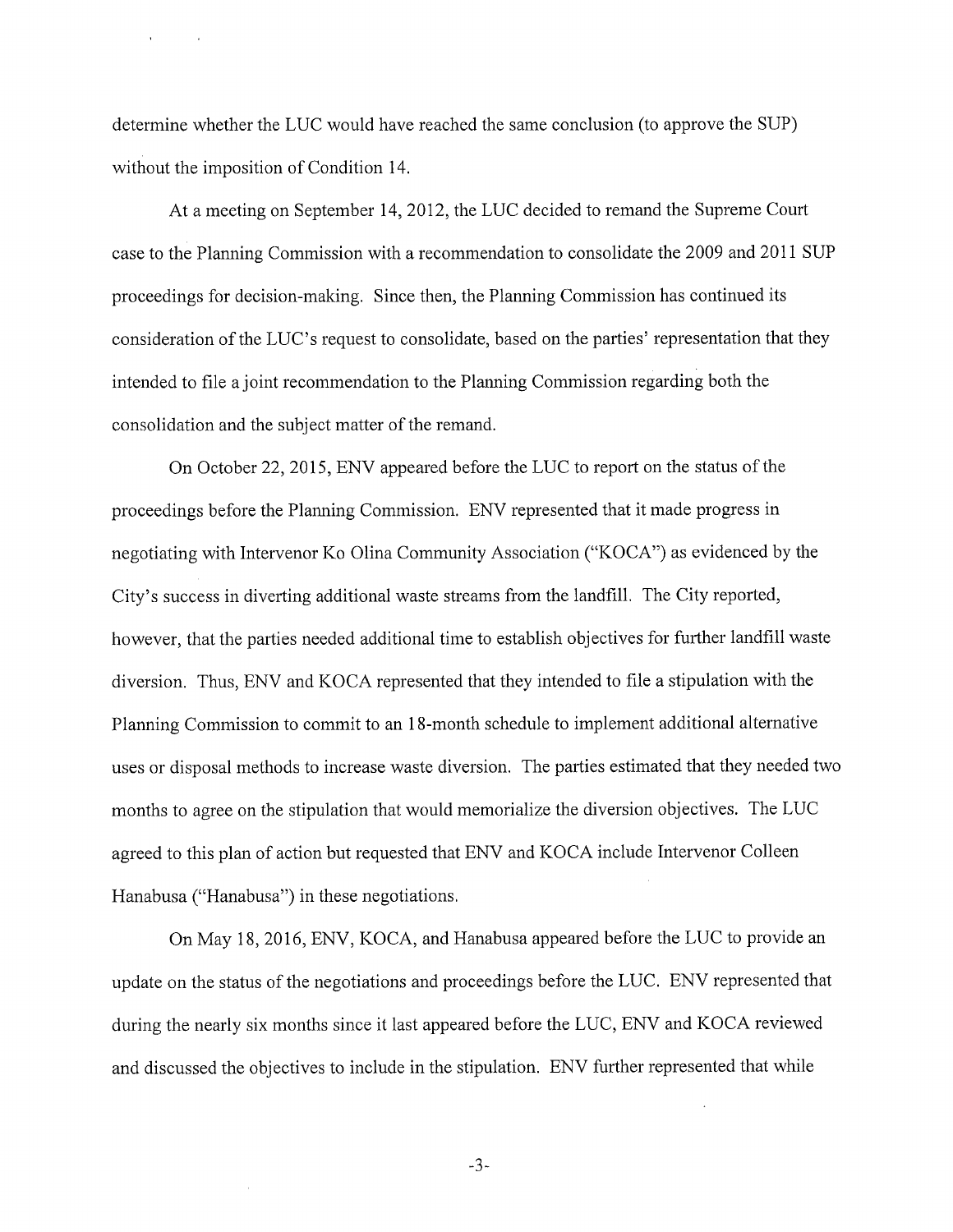determine whether the LUC would have reached the same conclusion (to approve the SUP) without the imposition of Condition 14.

At a meeting on September 14, 2012, the LUC decided to remand the Supreme Court case to the Planning Commission with a recommendation to consolidate the 2009 and 2011 SUP proceedings for decision-making. Since then, the Planning Commission has continued its consideration of the LUC's request to consolidate, based on the parties' representation that they intended to file a joint recommendation to the Planning Commission regarding both the consolidation and the subject matter of the remand.

On October 22, 2015, ENV appeared before the LUC to report on the status of the proceedings before the Planning Commission. ENV represented that it made progress in negotiating with Intervenor Ko Olina Community Association ("KOCA") as evidenced by the City's success in diverting additional waste streams from the landfill. The City reported, however, that the parties needed additional time to establish objectives for further landfill waste diversion. Thus, ENV and KOCA represented that they intended to file a stipulation with the Planning Commission to commit to an 18-month schedule to implement additional alternative uses or disposal methods to increase waste diversion. The parties estimated that they needed two months to agree on the stipulation that would memorialize the diversion objectives. The LUC agreed to this plan of action but requested that ENV and KOCA include Intervenor Colleen Hanabusa ("Hanabusa") in these negotiations.

On May 18, 2016, ENV, KOCA, and Hanabusa appeared before the LUC to provide an update on the status of the negotiations and proceedings before the LUC. ENV represented that during the nearly six months since it last appeared before the LUC, ENV and KOCA reviewed and discussed the objectives to include in the stipulation. ENV further represented that while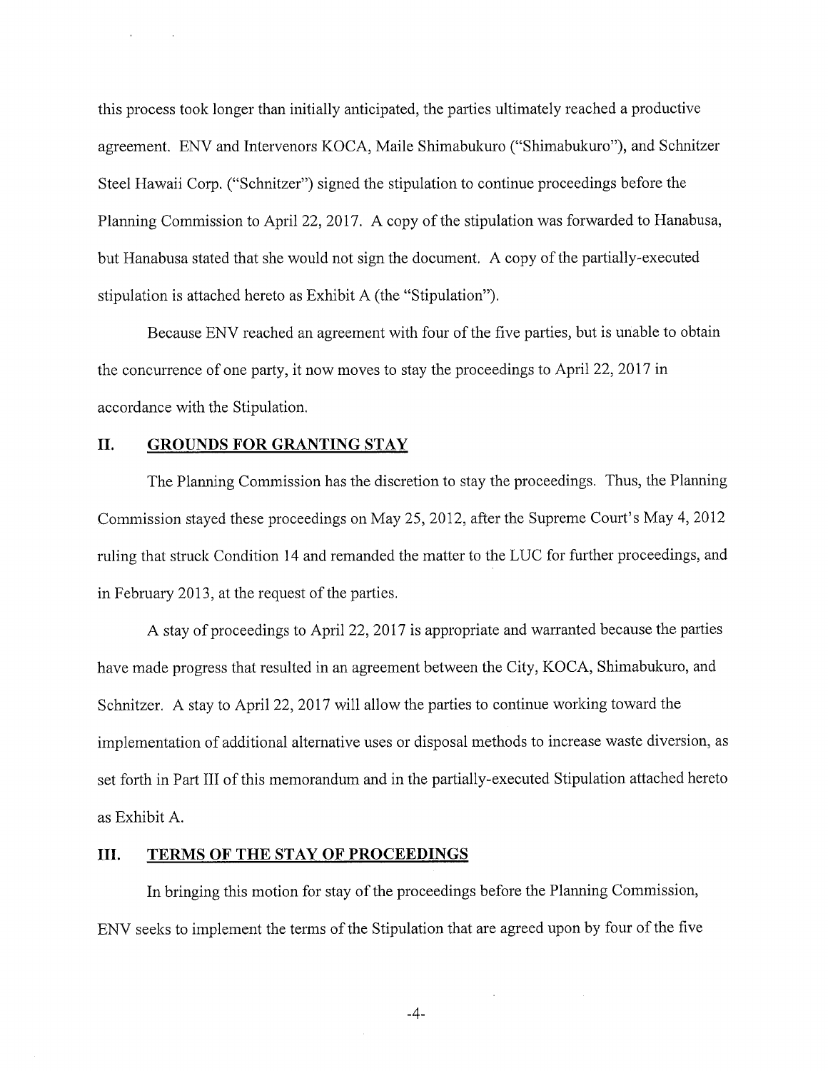this process took longer than initially anticipated, the parties ultimately reached a productive agreement. ENV and Intervenors KOCA, Maile Shimabukuro ("Shimabukuro"), and Schnitzer Steel Hawaii Corp. ("Schnitzer") signed the stipulation to continue proceedings before the Planning Commission to April 22, 2017. A copy of the stipulation was forwarded to Hanabusa, but Hanabusa stated that she would not sign the document. A copy of the partially-executed stipulation is attached hereto as Exhibit A (the "Stipulation").

Because ENV reached an agreement with four of the five parties, but is unable to obtain the concurrence of one party, it now moves to stay the proceedings to April 22, 2017 in accordance with the Stipulation.

## II. GROUNDS FOR GRANTING STAY

The Planning Commission has the discretion to stay the proceedings. Thus, the Planning Commission stayed these proceedings on May 25, 2012, after the Supreme Court's May 4, 2012 ruling that struck Condition 14 and remanded the matter to the LUC for further proceedings, and in February 2013, at the request of the parties.

A stay of proceedings to April 22, 2017 is appropriate and warranted because the parties have made progress that resulted in an agreement between the City, KOCA, Shimabukuro, and Schnitzer. A stay to April 22, 2017 will allow the parties to continue working toward the implementation of additional alternative uses or disposal methods to increase waste diversion, as set forth in Part III of this memorandum and in the partially-executed Stipulation attached hereto as Exhibit A.

## III. TERMS OF THE STAY OF PROCEEDINGS

In bringing this motion for stay of the proceedings before the Planning Commission, ENV seeks to implement the terms of the Stipulation that are agreed upon by four of the five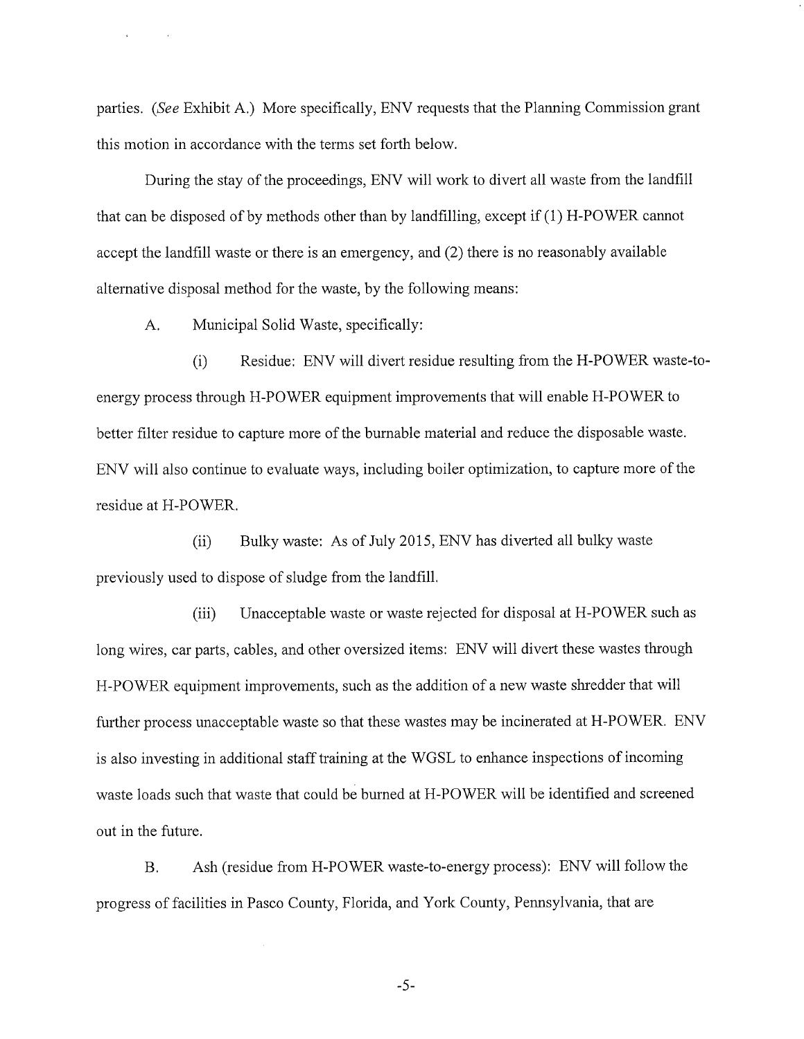parties. (*See* Exhibit A.) More specifically, ENV requests that the Planning Commission grant this motion in accordance with the terms set forth below.

During the stay of the proceedings, ENV will work to divert all waste from the landfill that can be disposed of by methods other than by landfilling, except if (1) H-POWER cannot accept the landfill waste or there is an emergency, and (2) there is no reasonably available alternative disposal method for the waste, by the following means:

A. Municipal Solid Waste, specifically:

(i) Residue: ENV will divert residue resulting from the H-POWER waste-to-energy process through H-POWER equipment improvements that will enable H-POWER to better filter residue to capture more of the burnable material and reduce the disposable waste. ENV will also continue to evaluate ways, including boiler optimization, to capture more of the residue at H-POWER.

(ii) Bulky waste: As of July 2015, ENV has diverted all bulky waste previously used to dispose of sludge from the landfill.

(iii) Unacceptable waste or waste rejected for disposal at H-POWER such as long wires, car parts, cables, and other oversized items: ENV will divert these wastes through H-POWER equipment improvements, such as the addition of a new waste shredder that will further process unacceptable waste so that these wastes may be incinerated at H-POWER. ENV is also investing in additional staff training at the WGSL to enhance inspections of incoming waste loads such that waste that could be burned at H-POWER will be identified and screened out in the future.

B. Ash (residue from H-POWER waste-to-energy process): ENV will follow the progress of facilities in Pasco County, Florida, and York County, Pennsylvania, that are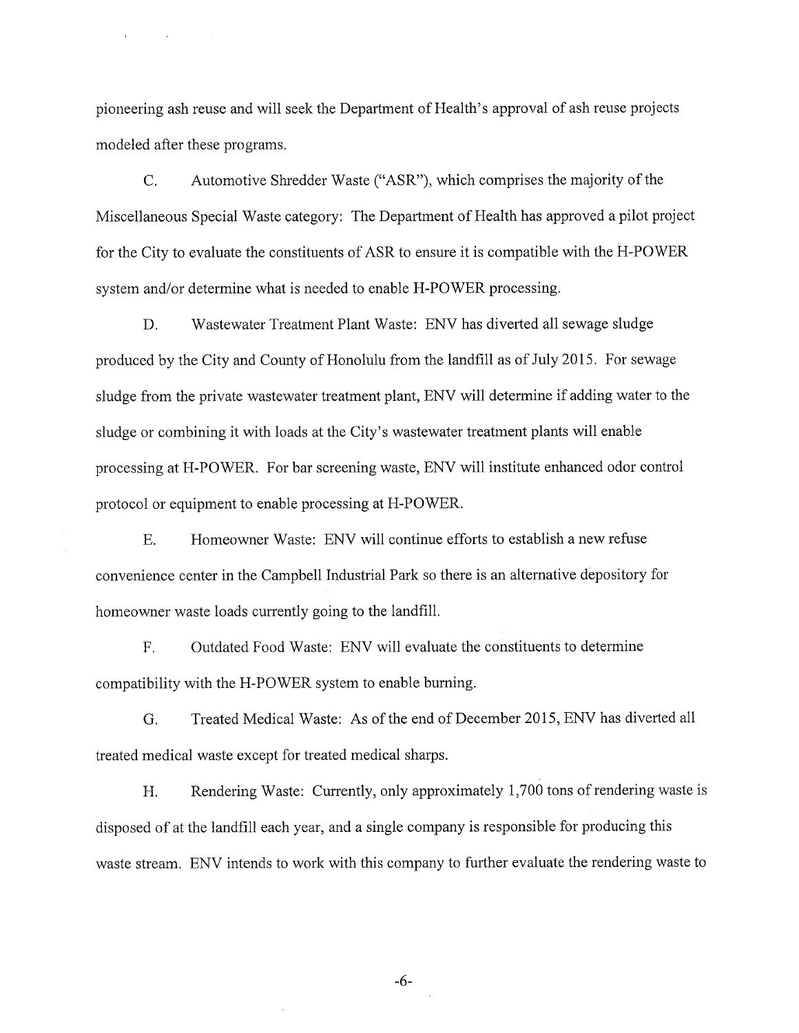pioneering ash reuse and will seek the Department of Health's approval of ash reuse projects modeled after these programs.

C. Automotive Shredder Waste ("ASR"), which comprises the majority of the Miscellaneous Special Waste category: The Department of Health has approved a pilot project for the City to evaluate the constituents of ASR to ensure it is compatible with the H-POWER system and/or determine what is needed to enable H-POWER processing.

D. Wastewater Treatment Plant Waste: ENV has diverted all sewage sludge produced by the City and County of Honolulu from the landfill as of July 2015. For sewage sludge from the private wastewater treatment plant, ENV will determine if adding water to the sludge or combining it with loads at the City's wastewater treatment plants will enable processing at H-POWER. For bar screening waste, ENV will institute enhanced odor control protocol or equipment to enable processing at H-POWER.

E. Homeowner Waste: ENV will continue efforts to establish a new refuse convenience center in the Campbell Industrial Park so there is an alternative depository for homeowner waste loads currently going to the landfill.

F. Outdated Food Waste: ENV will evaluate the constituents to determine compatibility with the H-POWER system to enable burning.

G. Treated Medical Waste: As of the end of December 2015, ENV has diverted all treated medical waste except for treated medical sharps.

H. Rendering Waste: Currently, only approximately 1,700 tons of rendering waste is disposed of at the landfill each year, and a single company is responsible for producing this waste stream. ENV intends to work with this company to further evaluate the rendering waste to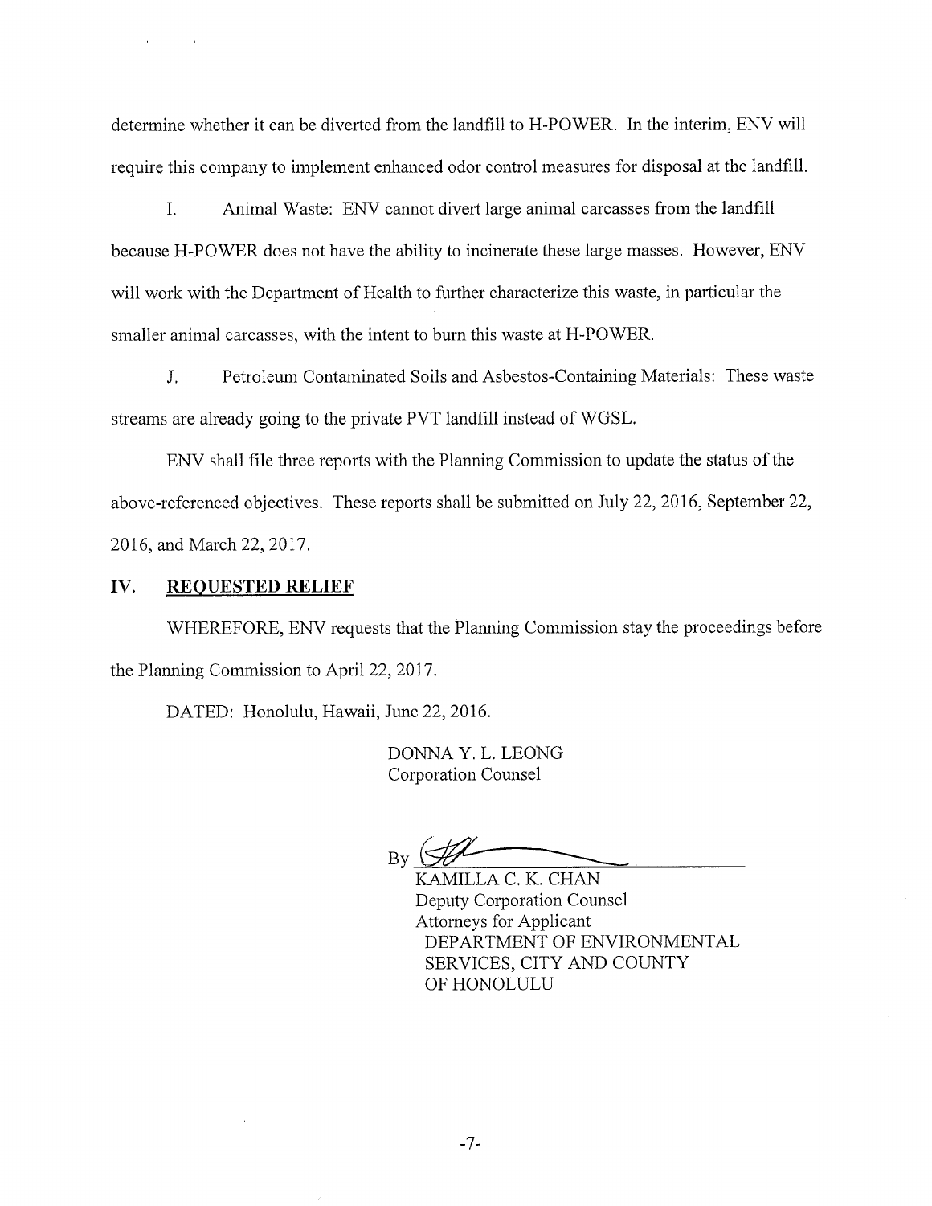determine whether it can be diverted from the landfill to H-POWER. In the interim, ENV will require this company to implement enhanced odor control measures for disposal at the landfill.

I. Animal Waste: ENV cannot divert large animal carcasses from the landfill because H-POWER does not have the ability to incinerate these large masses. However, ENV will work with the Department of Health to further characterize this waste, in particular the smaller animal carcasses, with the intent to burn this waste at H-POWER.

J. Petroleum Contaminated Soils and Asbestos-Containing Materials: These waste streams are already going to the private PVT landfill instead of WGSL.

ENV shall file three reports with the Planning Commission to update the status of the above-referenced objectives. These reports shall be submitted on July 22, 2016, September 22, 2016, and March 22, 2017.

## IV. REQUESTED RELIEF

WHEREFORE, ENV requests that the Planning Commission stay the proceedings before the Planning Commission to April 22, 2017.

DATED: Honolulu, Hawaii, June 22, 2016.

DONNA Y. L. LEONG
Corporation Counsel

By ______________________
KAMILLA C. K. CHAN
Deputy Corporation Counsel
Attorneys for Applicant
DEPARTMENT OF ENVIRONMENTAL SERVICES, CITY AND COUNTY OF HONOLULU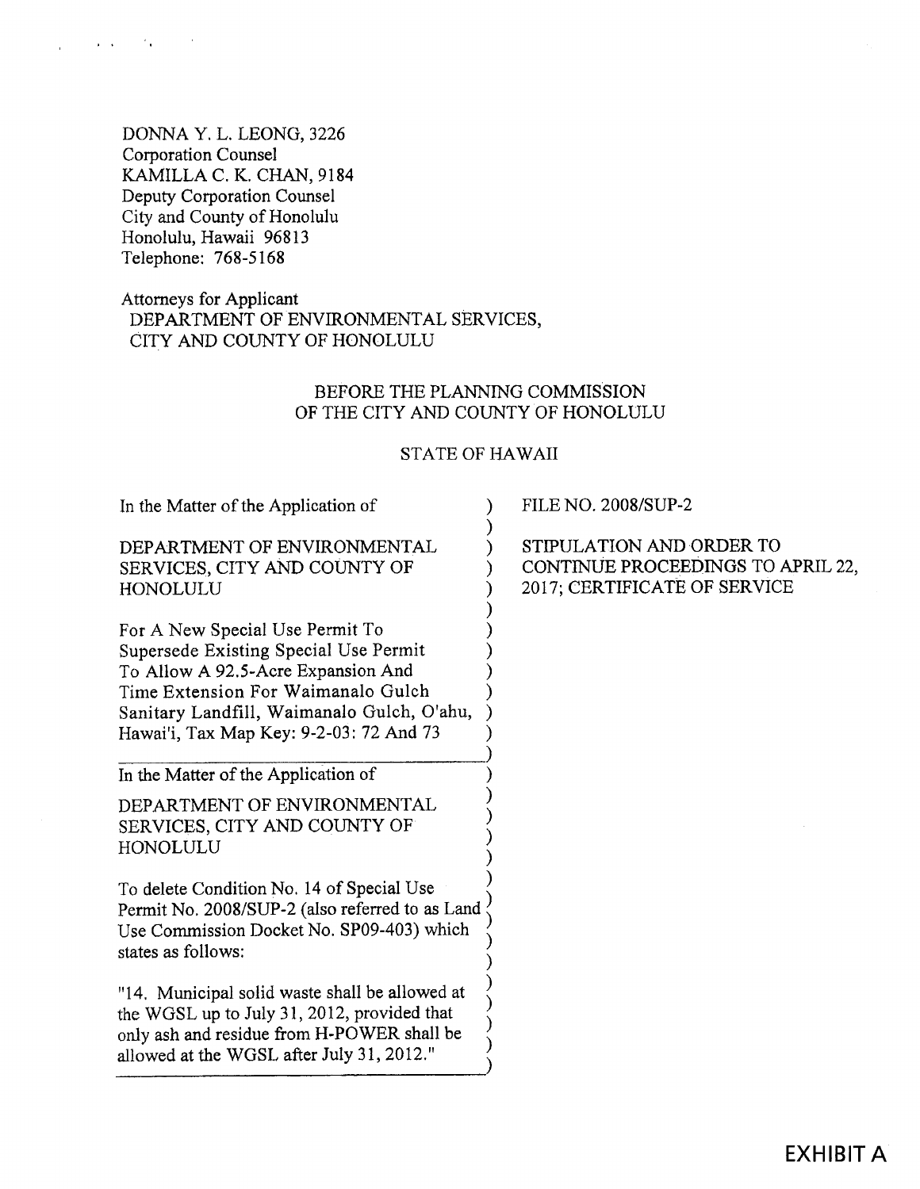DONNA Y. L. LEONG, 3226
Corporation Counsel
KAMILLA C. K. CHAN, 9184
Deputy Corporation Counsel
City and County of Honolulu
Honolulu, Hawaii 96813
Telephone: 768-5168

Attorneys for Applicant
DEPARTMENT OF ENVIRONMENTAL SERVICES,
CITY AND COUNTY OF HONOLULU

BEFORE THE PLANNING COMMISSION
OF THE CITY AND COUNTY OF HONOLULU

STATE OF HAWAII

| | |
|---|---|
| In the Matter of the Application of<br><br>DEPARTMENT OF ENVIRONMENTAL SERVICES, CITY AND COUNTY OF HONOLULU<br><br>For A New Special Use Permit To Supersede Existing Special Use Permit To Allow A 92.5-Acre Expansion And Time Extension For Waimanalo Gulch Sanitary Landfill, Waimanalo Gulch, O'ahu, Hawai'i, Tax Map Key: 9-2-03: 72 And 73 | FILE NO. 2008/SUP-2<br><br>STIPULATION AND ORDER TO CONTINUE PROCEEDINGS TO APRIL 22, 2017; CERTIFICATE OF SERVICE |
| In the Matter of the Application of<br><br>DEPARTMENT OF ENVIRONMENTAL SERVICES, CITY AND COUNTY OF HONOLULU<br><br>To delete Condition No. 14 of Special Use Permit No. 2008/SUP-2 (also referred to as Land Use Commission Docket No. SP09-403) which states as follows:<br><br>"14. Municipal solid waste shall be allowed at the WGSL up to July 31, 2012, provided that only ash and residue from H-POWER shall be allowed at the WGSL after July 31, 2012." | |

EXHIBIT A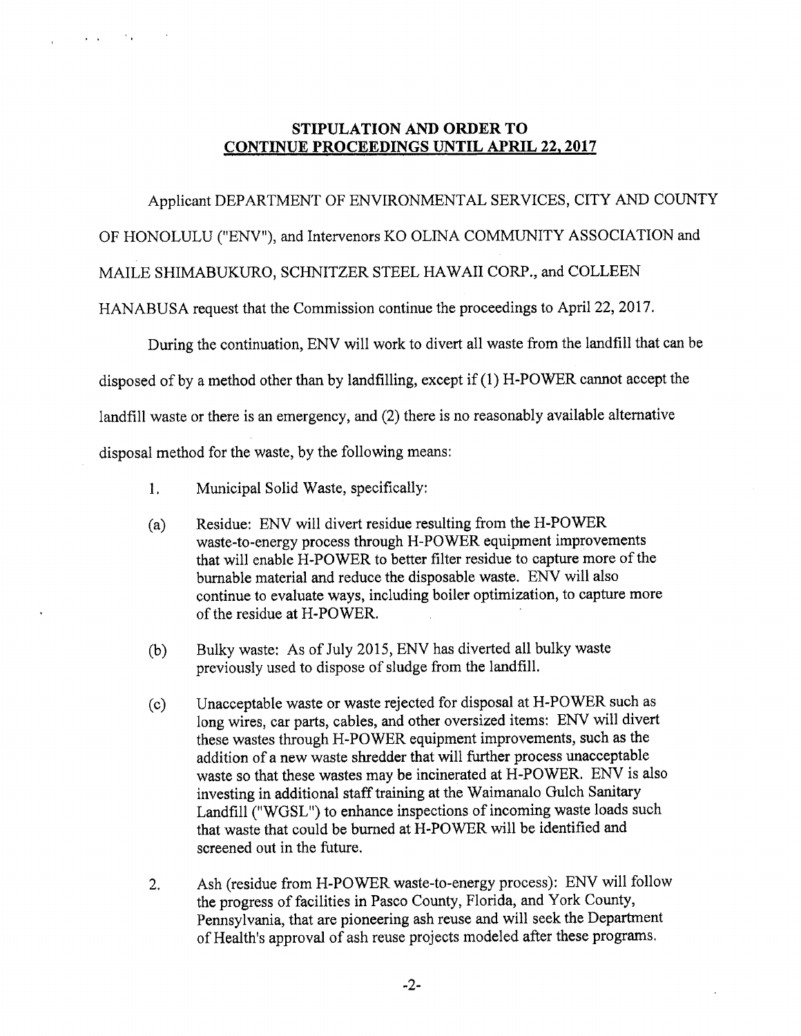## STIPULATION AND ORDER TO CONTINUE PROCEEDINGS UNTIL APRIL 22, 2017

Applicant DEPARTMENT OF ENVIRONMENTAL SERVICES, CITY AND COUNTY OF HONOLULU ("ENV"), and Intervenors KO OLINA COMMUNITY ASSOCIATION and MAILE SHIMABUKURO, SCHNITZER STEEL HAWAII CORP., and COLLEEN HANABUSA request that the Commission continue the proceedings to April 22, 2017.

During the continuation, ENV will work to divert all waste from the landfill that can be disposed of by a method other than by landfilling, except if (1) H-POWER cannot accept the landfill waste or there is an emergency, and (2) there is no reasonably available alternative disposal method for the waste, by the following means:

1. Municipal Solid Waste, specifically:

(a) Residue: ENV will divert residue resulting from the H-POWER waste-to-energy process through H-POWER equipment improvements that will enable H-POWER to better filter residue to capture more of the burnable material and reduce the disposable waste. ENV will also continue to evaluate ways, including boiler optimization, to capture more of the residue at H-POWER.

(b) Bulky waste: As of July 2015, ENV has diverted all bulky waste previously used to dispose of sludge from the landfill.

(c) Unacceptable waste or waste rejected for disposal at H-POWER such as long wires, car parts, cables, and other oversized items: ENV will divert these wastes through H-POWER equipment improvements, such as the addition of a new waste shredder that will further process unacceptable waste so that these wastes may be incinerated at H-POWER. ENV is also investing in additional staff training at the Waimanalo Gulch Sanitary Landfill ("WGSL") to enhance inspections of incoming waste loads such that waste that could be burned at H-POWER will be identified and screened out in the future.

2. Ash (residue from H-POWER waste-to-energy process): ENV will follow the progress of facilities in Pasco County, Florida, and York County, Pennsylvania, that are pioneering ash reuse and will seek the Department of Health's approval of ash reuse projects modeled after these programs.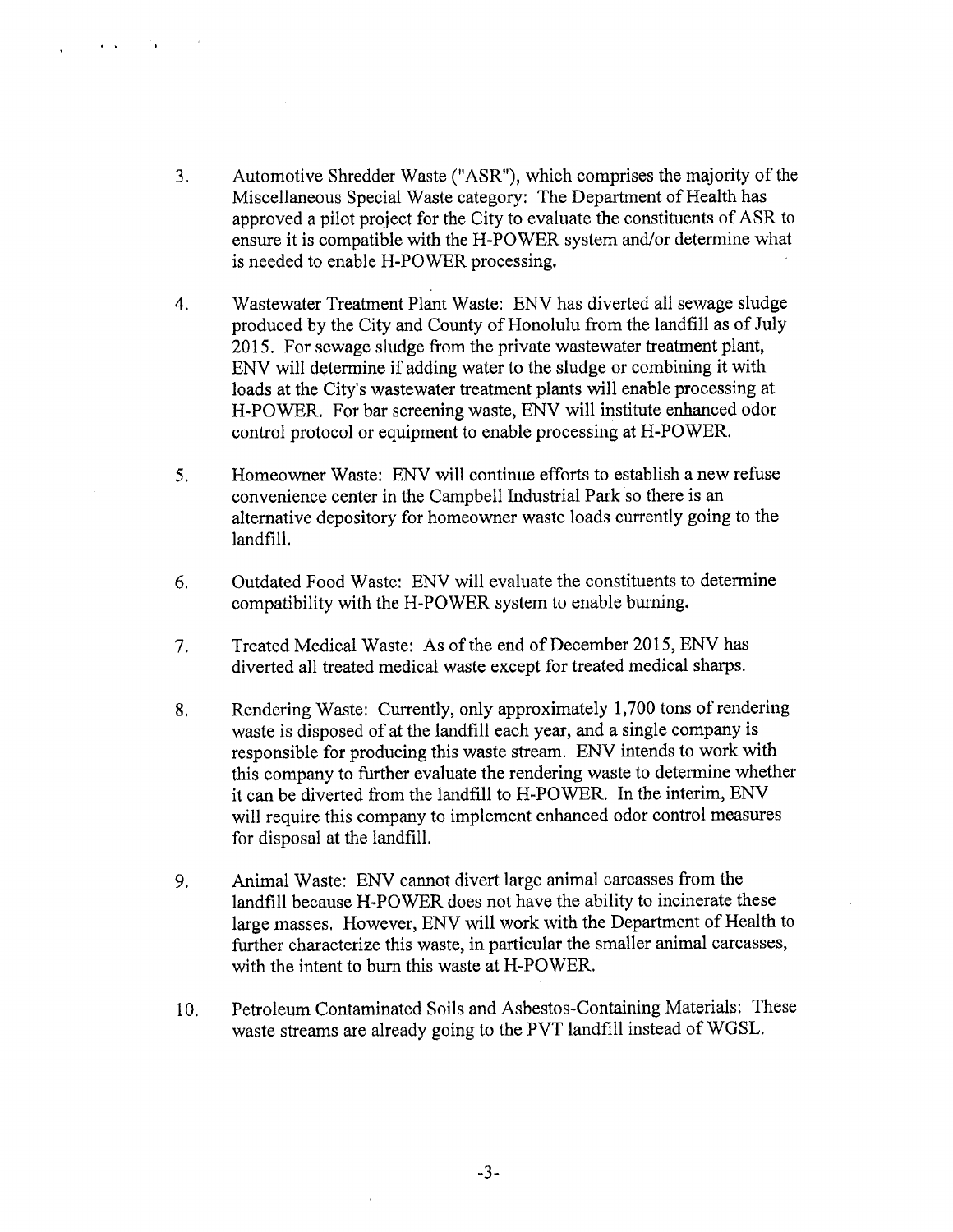3. Automotive Shredder Waste ("ASR"), which comprises the majority of the Miscellaneous Special Waste category: The Department of Health has approved a pilot project for the City to evaluate the constituents of ASR to ensure it is compatible with the H-POWER system and/or determine what is needed to enable H-POWER processing.

4. Wastewater Treatment Plant Waste: ENV has diverted all sewage sludge produced by the City and County of Honolulu from the landfill as of July 2015. For sewage sludge from the private wastewater treatment plant, ENV will determine if adding water to the sludge or combining it with loads at the City's wastewater treatment plants will enable processing at H-POWER. For bar screening waste, ENV will institute enhanced odor control protocol or equipment to enable processing at H-POWER.

5. Homeowner Waste: ENV will continue efforts to establish a new refuse convenience center in the Campbell Industrial Park so there is an alternative depository for homeowner waste loads currently going to the landfill.

6. Outdated Food Waste: ENV will evaluate the constituents to determine compatibility with the H-POWER system to enable burning.

7. Treated Medical Waste: As of the end of December 2015, ENV has diverted all treated medical waste except for treated medical sharps.

8. Rendering Waste: Currently, only approximately 1,700 tons of rendering waste is disposed of at the landfill each year, and a single company is responsible for producing this waste stream. ENV intends to work with this company to further evaluate the rendering waste to determine whether it can be diverted from the landfill to H-POWER. In the interim, ENV will require this company to implement enhanced odor control measures for disposal at the landfill.

9. Animal Waste: ENV cannot divert large animal carcasses from the landfill because H-POWER does not have the ability to incinerate these large masses. However, ENV will work with the Department of Health to further characterize this waste, in particular the smaller animal carcasses, with the intent to burn this waste at H-POWER.

10. Petroleum Contaminated Soils and Asbestos-Containing Materials: These waste streams are already going to the PVT landfill instead of WGSL.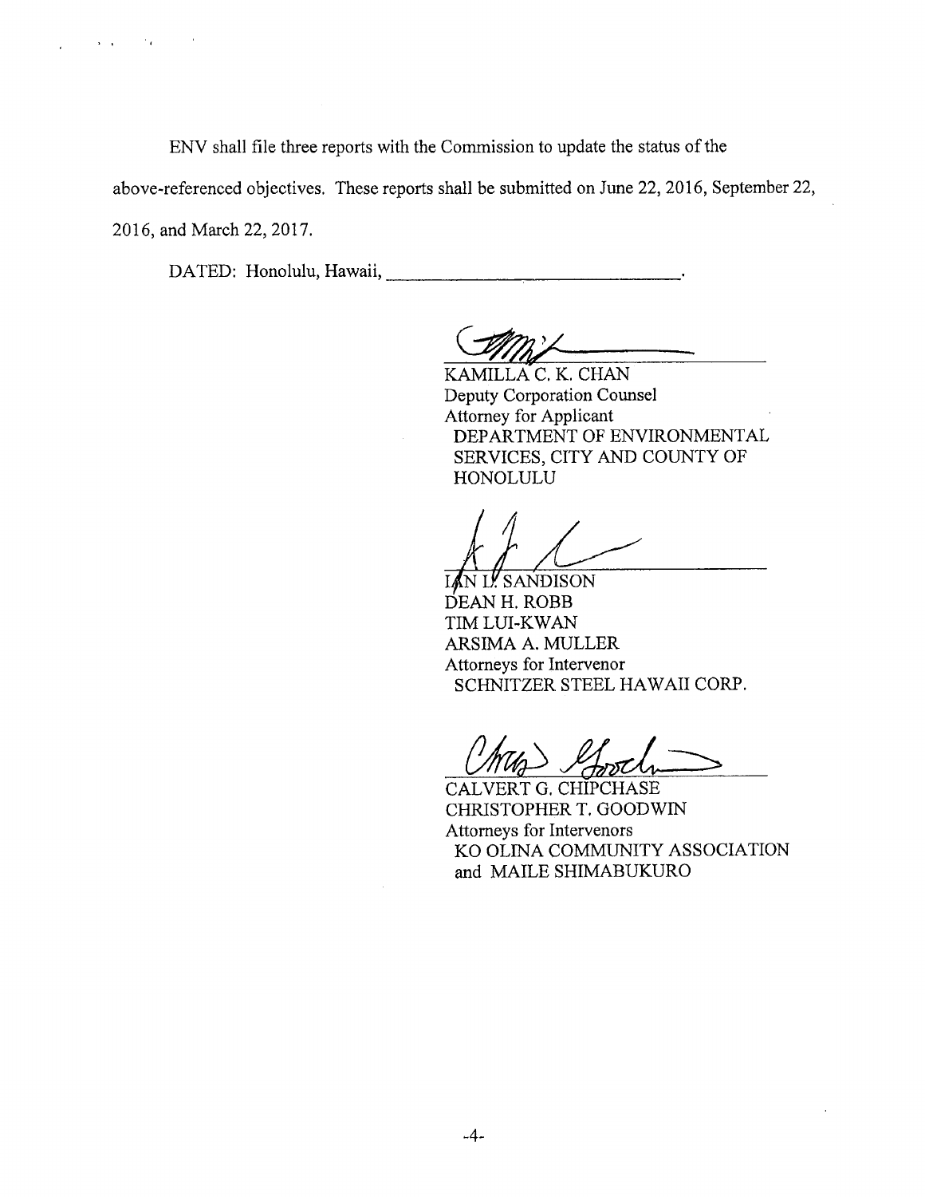ENV shall file three reports with the Commission to update the status of the above-referenced objectives. These reports shall be submitted on June 22, 2016, September 22, 2016, and March 22, 2017.

DATED: Honolulu, Hawaii, ______________________________.

KAMILLA C. K. CHAN
Deputy Corporation Counsel
Attorney for Applicant
DEPARTMENT OF ENVIRONMENTAL SERVICES, CITY AND COUNTY OF HONOLULU

IAN L. SANDISON
DEAN H. ROBB
TIM LUI-KWAN
ARSIMA A. MULLER
Attorneys for Intervenor
SCHNITZER STEEL HAWAII CORP.

CALVERT G. CHIPCHASE
CHRISTOPHER T. GOODWIN
Attorneys for Intervenors
KO OLINA COMMUNITY ASSOCIATION and MAILE SHIMABUKURO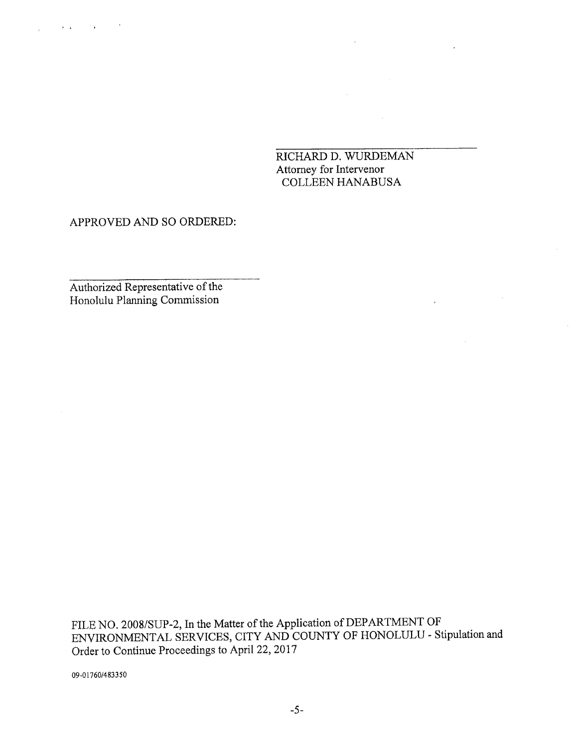\_\_\_\_\_\_\_\_\_\_\_\_\_\_\_\_\_\_\_\_\_\_\_\_\_\_\_\_\_\_\_\_
RICHARD D. WURDEMAN
Attorney for Intervenor
COLLEEN HANABUSA

APPROVED AND SO ORDERED:

\_\_\_\_\_\_\_\_\_\_\_\_\_\_\_\_\_\_\_\_\_\_\_\_\_\_\_\_\_\_\_\_
Authorized Representative of the
Honolulu Planning Commission

FILE NO. 2008/SUP-2, In the Matter of the Application of DEPARTMENT OF ENVIRONMENTAL SERVICES, CITY AND COUNTY OF HONOLULU - Stipulation and Order to Continue Proceedings to April 22, 2017

09-01760/483350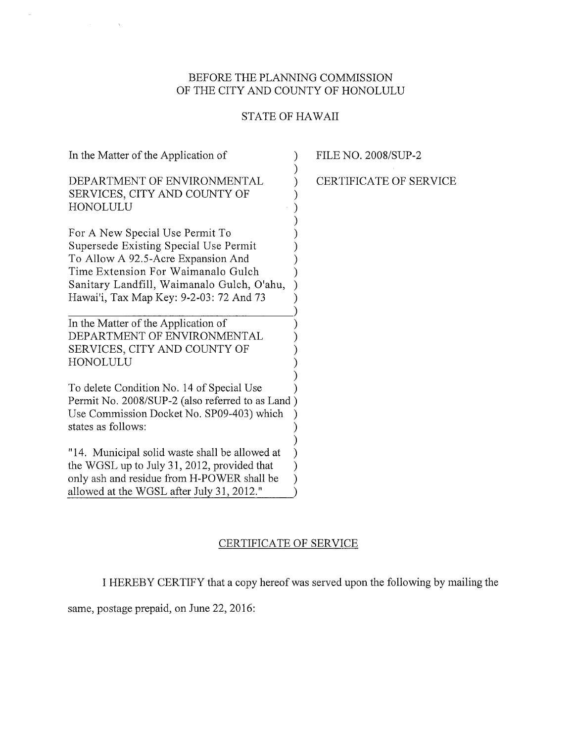BEFORE THE PLANNING COMMISSION
OF THE CITY AND COUNTY OF HONOLULU

STATE OF HAWAII

| | |
|---|---|
| In the Matter of the Application of<br><br>DEPARTMENT OF ENVIRONMENTAL SERVICES, CITY AND COUNTY OF HONOLULU<br><br>For A New Special Use Permit To Supersede Existing Special Use Permit To Allow A 92.5-Acre Expansion And Time Extension For Waimanalo Gulch Sanitary Landfill, Waimanalo Gulch, O'ahu, Hawai'i, Tax Map Key: 9-2-03: 72 And 73 | FILE NO. 2008/SUP-2<br><br>CERTIFICATE OF SERVICE |
| In the Matter of the Application of DEPARTMENT OF ENVIRONMENTAL SERVICES, CITY AND COUNTY OF HONOLULU<br><br>To delete Condition No. 14 of Special Use Permit No. 2008/SUP-2 (also referred to as Land Use Commission Docket No. SP09-403) which states as follows:<br><br>"14. Municipal solid waste shall be allowed at the WGSL up to July 31, 2012, provided that only ash and residue from H-POWER shall be allowed at the WGSL after July 31, 2012." | |

## CERTIFICATE OF SERVICE

I HEREBY CERTIFY that a copy hereof was served upon the following by mailing the same, postage prepaid, on June 22, 2016: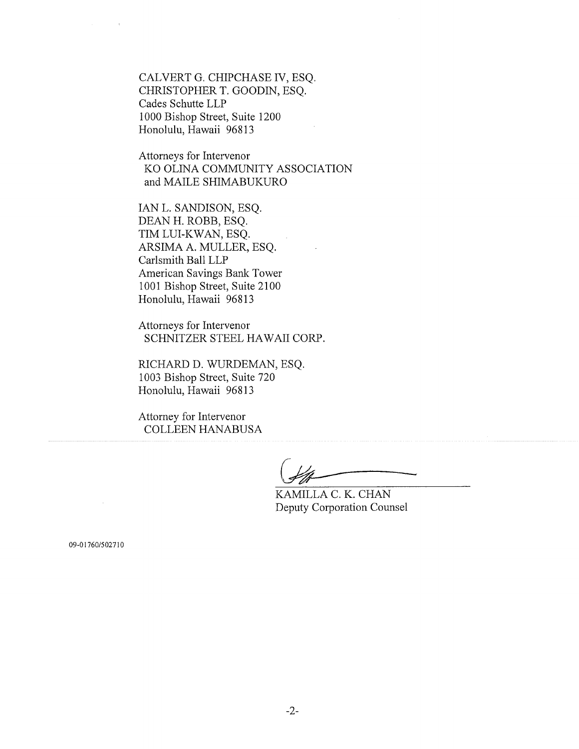CALVERT G. CHIPCHASE IV, ESQ.
CHRISTOPHER T. GOODIN, ESQ.
Cades Schutte LLP
1000 Bishop Street, Suite 1200
Honolulu, Hawaii 96813

Attorneys for Intervenor
KO OLINA COMMUNITY ASSOCIATION
and MAILE SHIMABUKURO

IAN L. SANDISON, ESQ.
DEAN H. ROBB, ESQ.
TIM LUI-KWAN, ESQ.
ARSIMA A. MULLER, ESQ.
Carlsmith Ball LLP
American Savings Bank Tower
1001 Bishop Street, Suite 2100
Honolulu, Hawaii 96813

Attorneys for Intervenor
SCHNITZER STEEL HAWAII CORP.

RICHARD D. WURDEMAN, ESQ.
1003 Bishop Street, Suite 720
Honolulu, Hawaii 96813

Attorney for Intervenor
COLLEEN HANABUSA

KAMILLA C. K. CHAN
Deputy Corporation Counsel

09-01760/502710